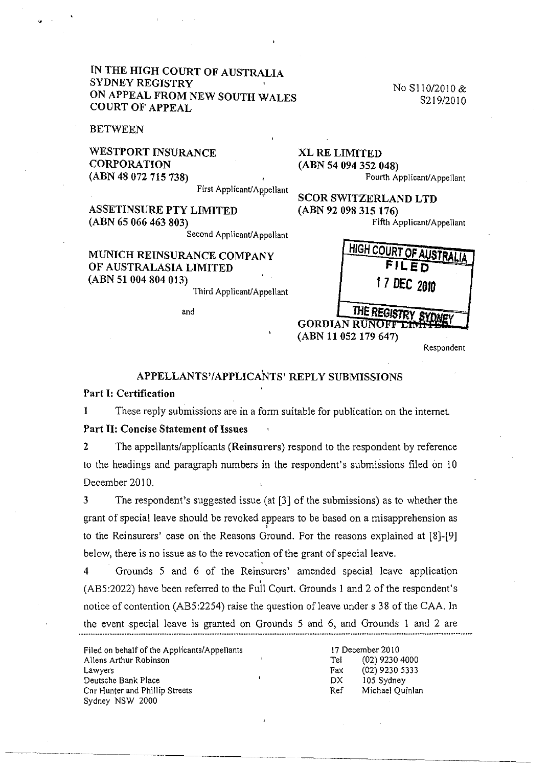IN THE HIGH COURT OF AUSTRALIA
SYDNEY REGISTRY
ON APPEAL FROM NEW SOUTH WALES
COURT OF APPEAL

No S110/2010 &
S219/2010

BETWEEN

**WESTPORT INSURANCE CORPORATION**
**(ABN 48 072 715 738)**
First Applicant/Appellant

**ASSETINSURE PTY LIMITED**
**(ABN 65 066 463 803)**
Second Applicant/Appellant

**MUNICH REINSURANCE COMPANY OF AUSTRALASIA LIMITED**
**(ABN 51 004 804 013)**
Third Applicant/Appellant

**XL RE LIMITED**
**(ABN 54 094 352 048)**
Fourth Applicant/Appellant

**SCOR SWITZERLAND LTD**
**(ABN 92 098 315 176)**
Fifth Applicant/Appellant

HIGH COURT OF AUSTRALIA
FILED
17 DEC 2010
THE REGISTRY SYDNEY

and

**GORDIAN RUNOFF LIMITED**
**(ABN 11 052 179 647)**
Respondent

## APPELLANTS'/APPLICANTS' REPLY SUBMISSIONS

### Part I: Certification

1 These reply submissions are in a form suitable for publication on the internet.

### Part II: Concise Statement of Issues

2 The appellants/applicants (**Reinsurers**) respond to the respondent by reference to the headings and paragraph numbers in the respondent's submissions filed on 10 December 2010.

3 The respondent's suggested issue (at [3] of the submissions) as to whether the grant of special leave should be revoked appears to be based on a misapprehension as to the Reinsurers' case on the Reasons Ground. For the reasons explained at [8]-[9] below, there is no issue as to the revocation of the grant of special leave.

4 Grounds 5 and 6 of the Reinsurers' amended special leave application (AB5:2022) have been referred to the Full Court. Grounds 1 and 2 of the respondent's notice of contention (AB5:2254) raise the question of leave under s 38 of the CAA. In the event special leave is granted on Grounds 5 and 6, and Grounds 1 and 2 are

Filed on behalf of the Applicants/Appellants
Allens Arthur Robinson
Lawyers
Deutsche Bank Place
Cnr Hunter and Phillip Streets
Sydney NSW 2000

17 December 2010
Tel (02) 9230 4000
Fax (02) 9230 5333
DX 105 Sydney
Ref Michael Quinlan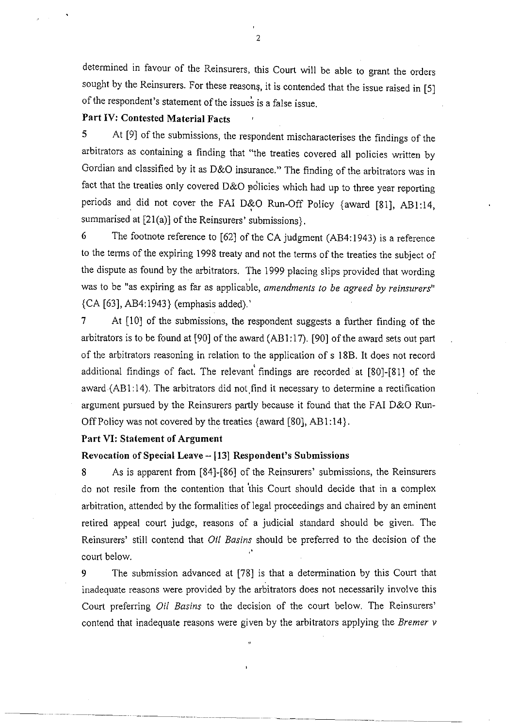determined in favour of the Reinsurers, this Court will be able to grant the orders sought by the Reinsurers. For these reasons, it is contended that the issue raised in [5] of the respondent's statement of the issues is a false issue.

**Part IV: Contested Material Facts**

5 At [9] of the submissions, the respondent mischaracterises the findings of the arbitrators as containing a finding that "the treaties covered all policies written by Gordian and classified by it as D&O insurance." The finding of the arbitrators was in fact that the treaties only covered D&O policies which had up to three year reporting periods and did not cover the FAI D&O Run-Off Policy {award [81], AB1:14, summarised at [21(a)] of the Reinsurers' submissions}.

6 The footnote reference to [62] of the CA judgment (AB4:1943) is a reference to the terms of the expiring 1998 treaty and not the terms of the treaties the subject of the dispute as found by the arbitrators. The 1999 placing slips provided that wording was to be "as expiring as far as applicable, *amendments to be agreed by reinsurers*" {CA [63], AB4:1943} (emphasis added).

7 At [10] of the submissions, the respondent suggests a further finding of the arbitrators is to be found at [90] of the award (AB1:17). [90] of the award sets out part of the arbitrators reasoning in relation to the application of s 18B. It does not record additional findings of fact. The relevant findings are recorded at [80]-[81] of the award (AB1:14). The arbitrators did not find it necessary to determine a rectification argument pursued by the Reinsurers partly because it found that the FAI D&O Run-Off Policy was not covered by the treaties {award [80], AB1:14}.

**Part VI: Statement of Argument**

**Revocation of Special Leave – [13] Respondent's Submissions**

8 As is apparent from [84]-[86] of the Reinsurers' submissions, the Reinsurers do not resile from the contention that this Court should decide that in a complex arbitration, attended by the formalities of legal proceedings and chaired by an eminent retired appeal court judge, reasons of a judicial standard should be given. The Reinsurers' still contend that *Oil Basins* should be preferred to the decision of the court below.

9 The submission advanced at [78] is that a determination by this Court that inadequate reasons were provided by the arbitrators does not necessarily involve this Court preferring *Oil Basins* to the decision of the court below. The Reinsurers' contend that inadequate reasons were given by the arbitrators applying the *Bremer v*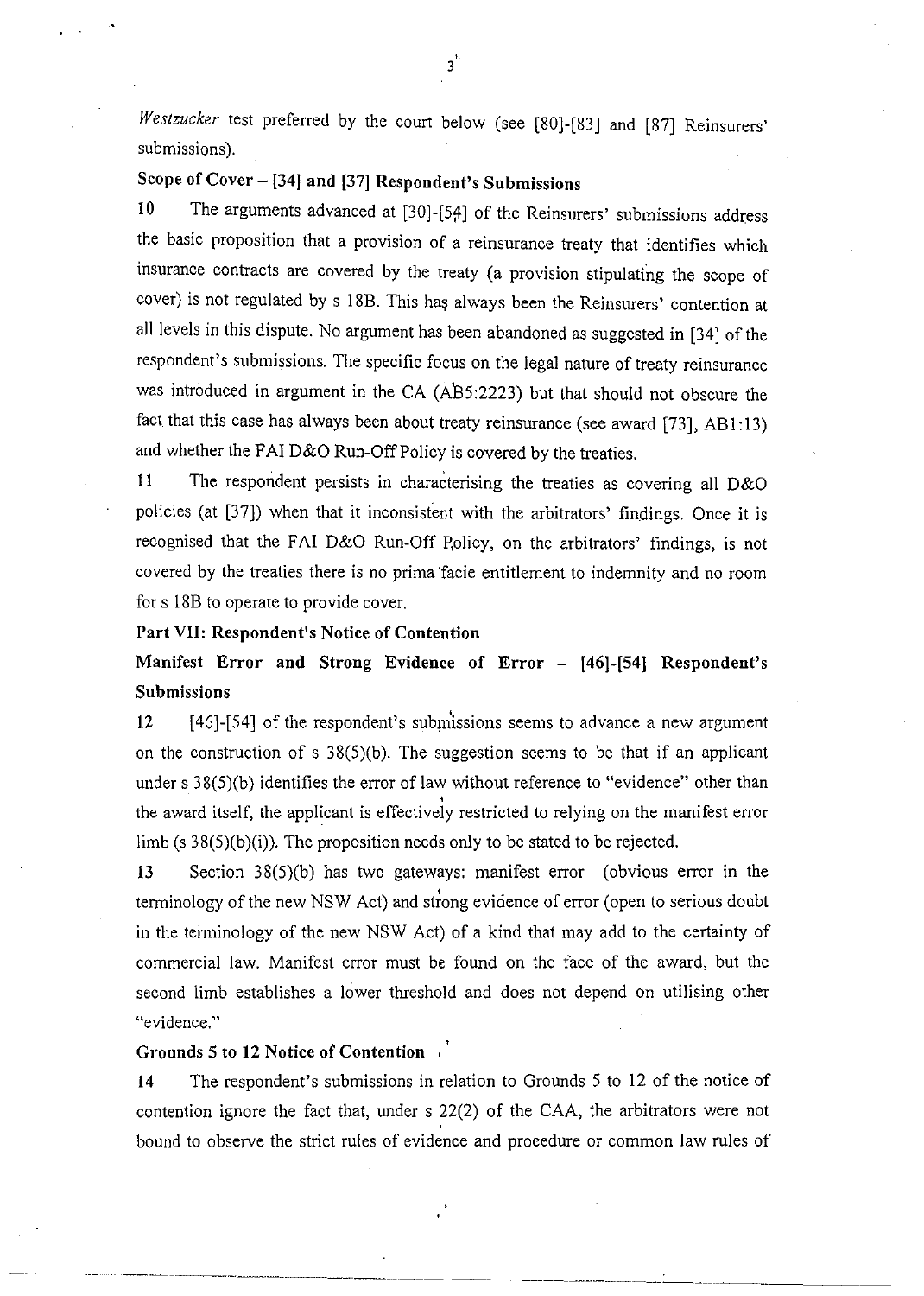*Westzucker* test preferred by the court below (see [80]-[83] and [87] Reinsurers' submissions).

**Scope of Cover – [34] and [37] Respondent's Submissions**

10 The arguments advanced at [30]-[54] of the Reinsurers' submissions address the basic proposition that a provision of a reinsurance treaty that identifies which insurance contracts are covered by the treaty (a provision stipulating the scope of cover) is not regulated by s 18B. This has always been the Reinsurers' contention at all levels in this dispute. No argument has been abandoned as suggested in [34] of the respondent's submissions. The specific focus on the legal nature of treaty reinsurance was introduced in argument in the CA (AB5:2223) but that should not obscure the fact that this case has always been about treaty reinsurance (see award [73], AB1:13) and whether the FAI D&O Run-Off Policy is covered by the treaties.

11 The respondent persists in characterising the treaties as covering all D&O policies (at [37]) when that it inconsistent with the arbitrators' findings. Once it is recognised that the FAI D&O Run-Off Policy, on the arbitrators' findings, is not covered by the treaties there is no prima facie entitlement to indemnity and no room for s 18B to operate to provide cover.

**Part VII: Respondent's Notice of Contention**

**Manifest Error and Strong Evidence of Error – [46]-[54] Respondent's Submissions**

12 [46]-[54] of the respondent's submissions seems to advance a new argument on the construction of s 38(5)(b). The suggestion seems to be that if an applicant under s 38(5)(b) identifies the error of law without reference to "evidence" other than the award itself, the applicant is effectively restricted to relying on the manifest error limb (s 38(5)(b)(i)). The proposition needs only to be stated to be rejected.

13 Section 38(5)(b) has two gateways: manifest error (obvious error in the terminology of the new NSW Act) and strong evidence of error (open to serious doubt in the terminology of the new NSW Act) of a kind that may add to the certainty of commercial law. Manifest error must be found on the face of the award, but the second limb establishes a lower threshold and does not depend on utilising other "evidence."

**Grounds 5 to 12 Notice of Contention**

14 The respondent's submissions in relation to Grounds 5 to 12 of the notice of contention ignore the fact that, under s 22(2) of the CAA, the arbitrators were not bound to observe the strict rules of evidence and procedure or common law rules of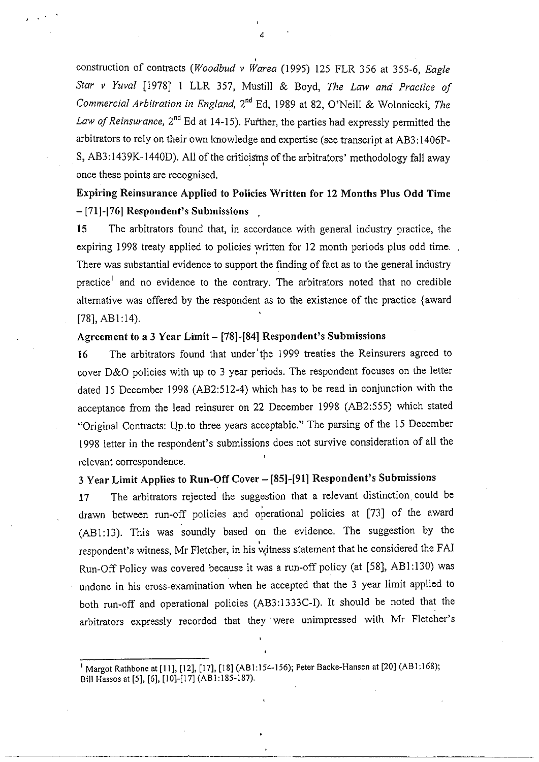construction of contracts (*Woodbud v Warea* (1995) 125 FLR 356 at 355-6, *Eagle Star v Yuval* [1978] 1 LLR 357, Mustill & Boyd, *The Law and Practice of Commercial Arbitration in England*, 2nd Ed, 1989 at 82, O'Neill & Wolonieck, *The Law of Reinsurance*, 2nd Ed at 14-15). Further, the parties had expressly permitted the arbitrators to rely on their own knowledge and expertise (see transcript at AB3:1406P-S, AB3:1439K-1440D). All of the criticisms of the arbitrators' methodology fall away once these points are recognised.

**Expiring Reinsurance Applied to Policies Written for 12 Months Plus Odd Time – [71]-[76] Respondent's Submissions**

15 The arbitrators found that, in accordance with general industry practice, the expiring 1998 treaty applied to policies written for 12 month periods plus odd time. There was substantial evidence to support the finding of fact as to the general industry practice[1] and no evidence to the contrary. The arbitrators noted that no credible alternative was offered by the respondent as to the existence of the practice {award [78], AB1:14).

**Agreement to a 3 Year Limit – [78]-[84] Respondent's Submissions**

16 The arbitrators found that under the 1999 treaties the Reinsurers agreed to cover D&O policies with up to 3 year periods. The respondent focuses on the letter dated 15 December 1998 (AB2:512-4) which has to be read in conjunction with the acceptance from the lead reinsurer on 22 December 1998 (AB2:555) which stated "Original Contracts: Up to three years acceptable." The parsing of the 15 December 1998 letter in the respondent's submissions does not survive consideration of all the relevant correspondence.

**3 Year Limit Applies to Run-Off Cover – [85]-[91] Respondent's Submissions**

17 The arbitrators rejected the suggestion that a relevant distinction could be drawn between run-off policies and operational policies at [73] of the award (AB1:13). This was soundly based on the evidence. The suggestion by the respondent's witness, Mr Fletcher, in his witness statement that he considered the FAI Run-Off Policy was covered because it was a run-off policy (at [58], AB1:130) was undone in his cross-examination when he accepted that the 3 year limit applied to both run-off and operational policies (AB3:1333C-I). It should be noted that the arbitrators expressly recorded that they were unimpressed with Mr Fletcher's

---

[1] Margot Rathbone at [11], [12], [17], [18] (AB1:154-156); Peter Backe-Hansen at [20] (AB1:168); Bill Hassos at [5], [6], [10]-[17] (AB1:185-187).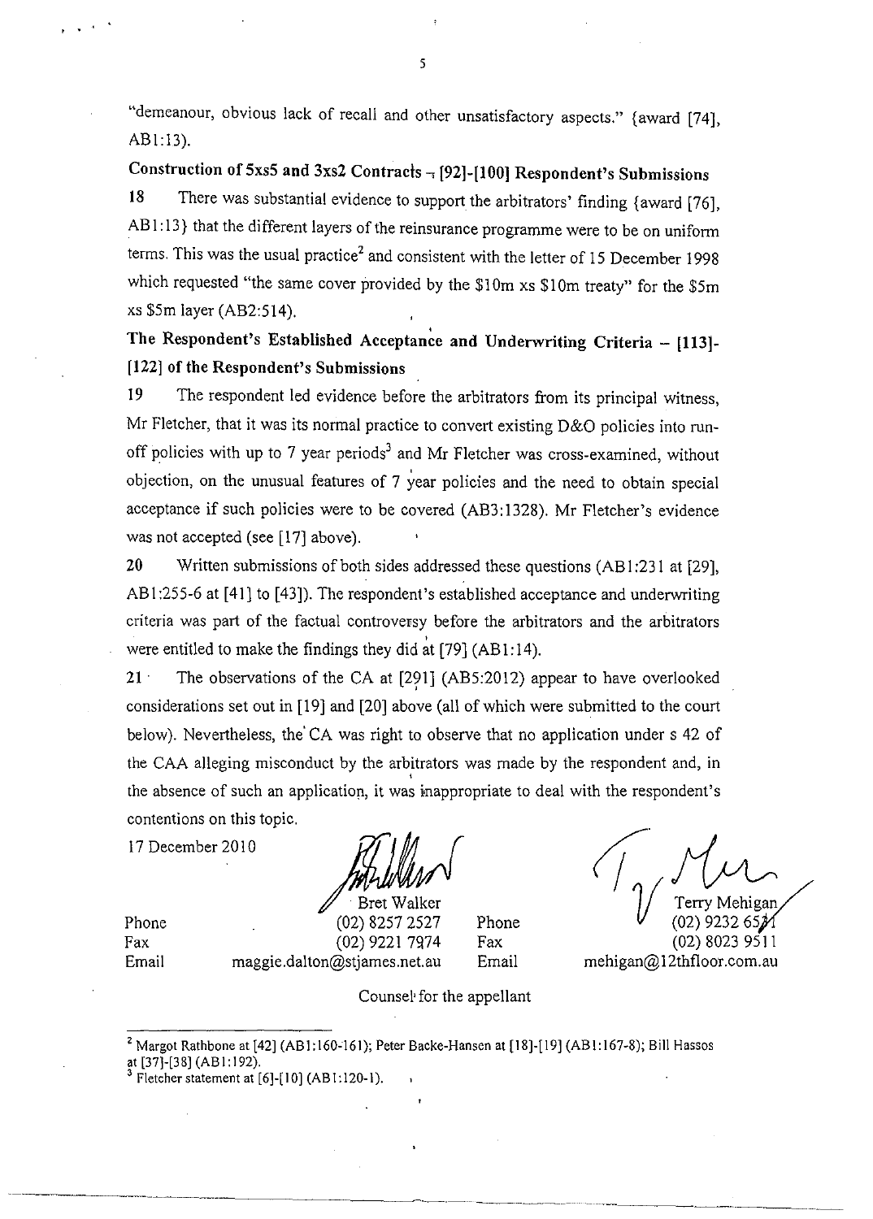"demeanour, obvious lack of recall and other unsatisfactory aspects." {award [74], AB1:13).

**Construction of 5xs5 and 3xs2 Contracts – [92]-[100] Respondent's Submissions**

18 There was substantial evidence to support the arbitrators' finding {award [76], AB1:13} that the different layers of the reinsurance programme were to be on uniform terms. This was the usual practice[2] and consistent with the letter of 15 December 1998 which requested "the same cover provided by the $10m xs $10m treaty" for the $5m xs $5m layer (AB2:514).

**The Respondent's Established Acceptance and Underwriting Criteria – [113]-[122] of the Respondent's Submissions**

19 The respondent led evidence before the arbitrators from its principal witness, Mr Fletcher, that it was its normal practice to convert existing D&O policies into run-off policies with up to 7 year periods[3] and Mr Fletcher was cross-examined, without objection, on the unusual features of 7 year policies and the need to obtain special acceptance if such policies were to be covered (AB3:1328). Mr Fletcher's evidence was not accepted (see [17] above).

20 Written submissions of both sides addressed these questions (AB1:231 at [29], AB1:255-6 at [41] to [43]). The respondent's established acceptance and underwriting criteria was part of the factual controversy before the arbitrators and the arbitrators were entitled to make the findings they did at [79] (AB1:14).

21 The observations of the CA at [291] (AB5:2012) appear to have overlooked considerations set out in [19] and [20] above (all of which were submitted to the court below). Nevertheless, the CA was right to observe that no application under s 42 of the CAA alleging misconduct by the arbitrators was made by the respondent and, in the absence of such an application, it was inappropriate to deal with the respondent's contentions on this topic.

17 December 2010

Bret Walker
Phone (02) 8257 2527
Fax (02) 9221 7974
Email maggie.dalton@stjames.net.au

Terry Mehigan
Phone (02) 9232 6521
Fax (02) 8023 9511
Email mehigan@12thfloor.com.au

Counsel for the appellant

---

[2] Margot Rathbone at [42] (AB1:160-161); Peter Backe-Hansen at [18]-[19] (AB1:167-8); Bill Hassos at [37]-[38] (AB1:192).

[3] Fletcher statement at [6]-[10] (AB1:120-1).